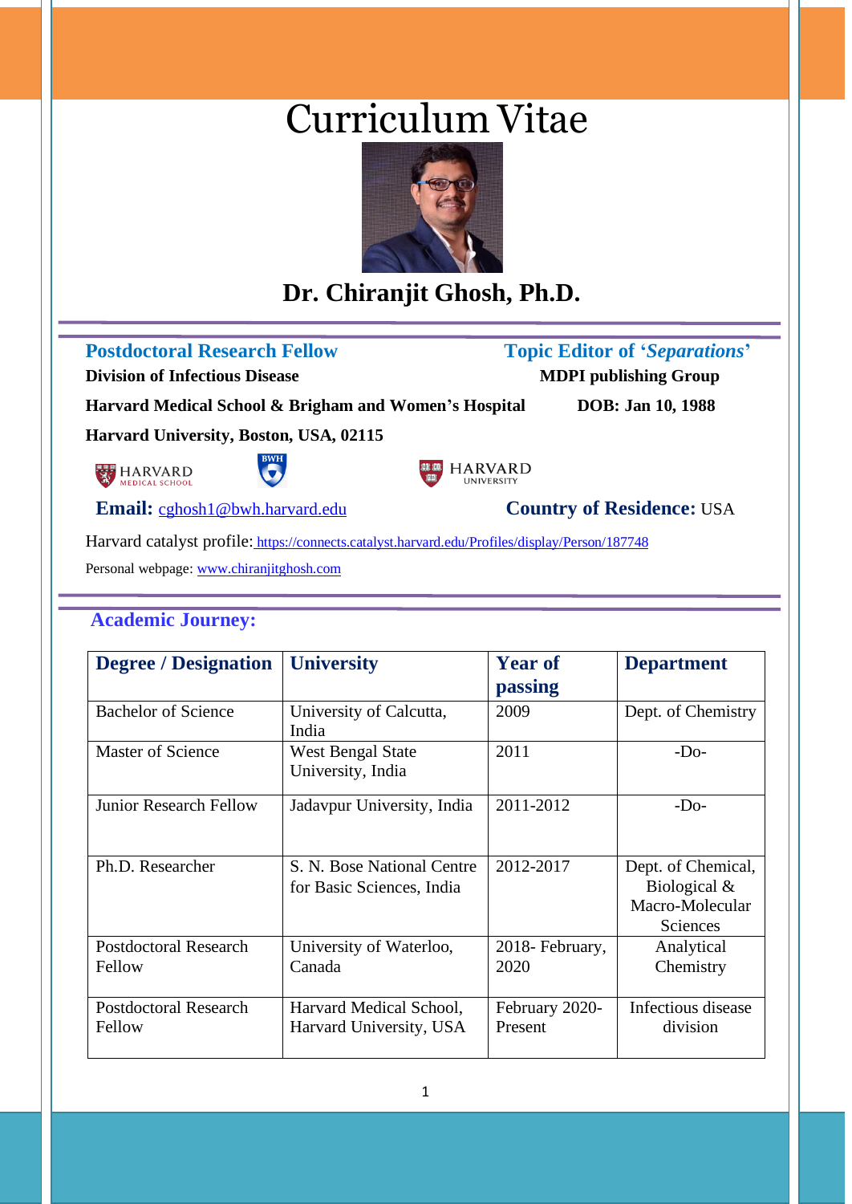# Curriculum Vitae

## Dr. Chiranjit Ghosh, Ph.D.

**Postdoctoral Research Fellow**
**Division of Infectious Disease**
**Harvard Medical School & Brigham and Women's Hospital**
**Harvard University, Boston, USA, 02115**

**Topic Editor of '*Separations*'**
**MDPI publishing Group**
**DOB: Jan 10, 1988**

**Email:** cghosh1@bwh.harvard.edu

**Country of Residence:** USA

Harvard catalyst profile: https://connects.catalyst.harvard.edu/Profiles/display/Person/187748

Personal webpage: www.chiranjitghosh.com

### Academic Journey:

| Degree / Designation | University | Year of passing | Department |
|---|---|---|---|
| Bachelor of Science | University of Calcutta, India | 2009 | Dept. of Chemistry |
| Master of Science | West Bengal State University, India | 2011 | -Do- |
| Junior Research Fellow | Jadavpur University, India | 2011-2012 | -Do- |
| Ph.D. Researcher | S. N. Bose National Centre for Basic Sciences, India | 2012-2017 | Dept. of Chemical, Biological & Macro-Molecular Sciences |
| Postdoctoral Research Fellow | University of Waterloo, Canada | 2018- February, 2020 | Analytical Chemistry |
| Postdoctoral Research Fellow | Harvard Medical School, Harvard University, USA | February 2020- Present | Infectious disease division |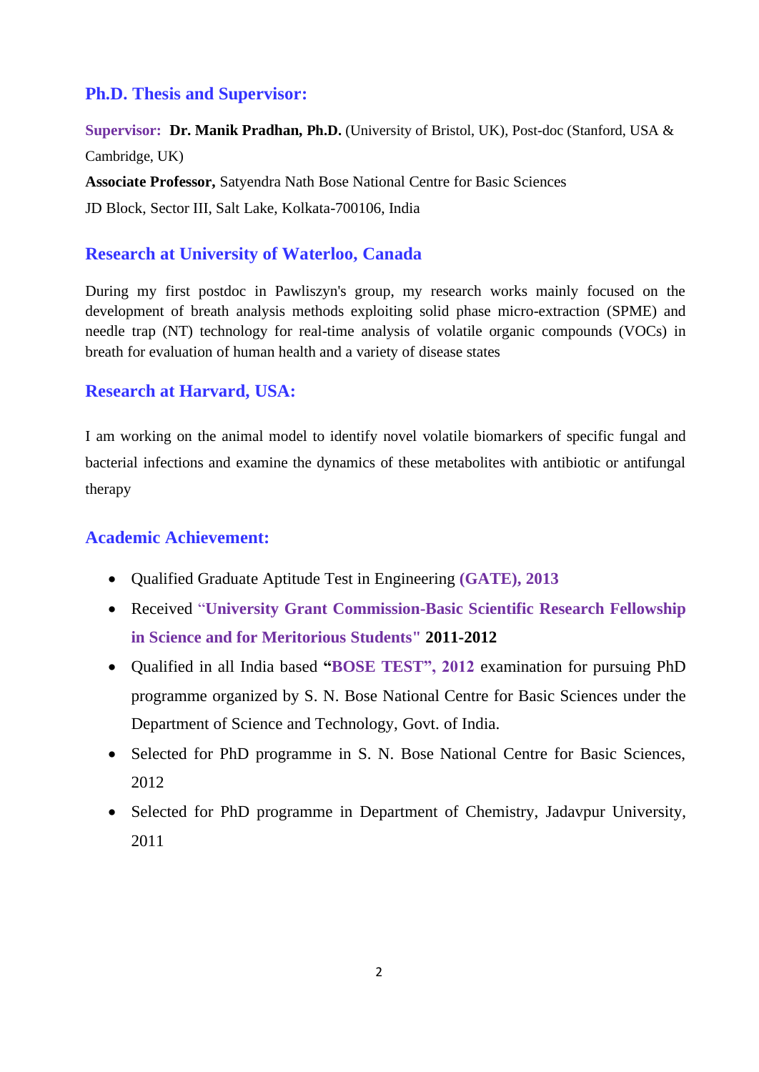## Ph.D. Thesis and Supervisor:

**Supervisor:** **Dr. Manik Pradhan, Ph.D.** (University of Bristol, UK), Post-doc (Stanford, USA & Cambridge, UK)

**Associate Professor,** Satyendra Nath Bose National Centre for Basic Sciences

JD Block, Sector III, Salt Lake, Kolkata-700106, India

## Research at University of Waterloo, Canada

During my first postdoc in Pawliszyn's group, my research works mainly focused on the development of breath analysis methods exploiting solid phase micro-extraction (SPME) and needle trap (NT) technology for real-time analysis of volatile organic compounds (VOCs) in breath for evaluation of human health and a variety of disease states

## Research at Harvard, USA:

I am working on the animal model to identify novel volatile biomarkers of specific fungal and bacterial infections and examine the dynamics of these metabolites with antibiotic or antifungal therapy

## Academic Achievement:

- Qualified Graduate Aptitude Test in Engineering **(GATE), 2013**
- Received **"University Grant Commission-Basic Scientific Research Fellowship in Science and for Meritorious Students" 2011-2012**
- Qualified in all India based **"BOSE TEST", 2012** examination for pursuing PhD programme organized by S. N. Bose National Centre for Basic Sciences under the Department of Science and Technology, Govt. of India.
- Selected for PhD programme in S. N. Bose National Centre for Basic Sciences, 2012
- Selected for PhD programme in Department of Chemistry, Jadavpur University, 2011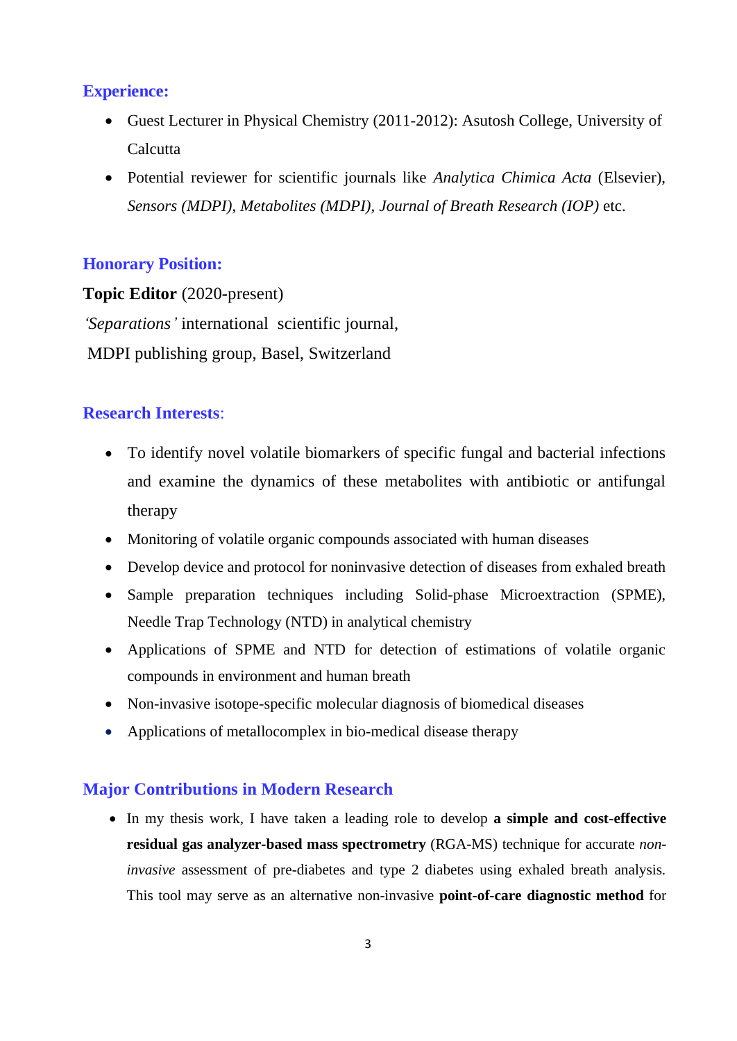## Experience:

- Guest Lecturer in Physical Chemistry (2011-2012): Asutosh College, University of Calcutta
- Potential reviewer for scientific journals like *Analytica Chimica Acta* (Elsevier), *Sensors (MDPI)*, *Metabolites (MDPI)*, *Journal of Breath Research (IOP)* etc.

## Honorary Position:

**Topic Editor** (2020-present)

*'Separations'* international scientific journal,

MDPI publishing group, Basel, Switzerland

## Research Interests:

- To identify novel volatile biomarkers of specific fungal and bacterial infections and examine the dynamics of these metabolites with antibiotic or antifungal therapy
- Monitoring of volatile organic compounds associated with human diseases
- Develop device and protocol for noninvasive detection of diseases from exhaled breath
- Sample preparation techniques including Solid-phase Microextraction (SPME), Needle Trap Technology (NTD) in analytical chemistry
- Applications of SPME and NTD for detection of estimations of volatile organic compounds in environment and human breath
- Non-invasive isotope-specific molecular diagnosis of biomedical diseases
- Applications of metallocomplex in bio-medical disease therapy

## Major Contributions in Modern Research

- In my thesis work, I have taken a leading role to develop **a simple and cost-effective residual gas analyzer-based mass spectrometry** (RGA-MS) technique for accurate *non-invasive* assessment of pre-diabetes and type 2 diabetes using exhaled breath analysis. This tool may serve as an alternative non-invasive **point-of-care diagnostic method** for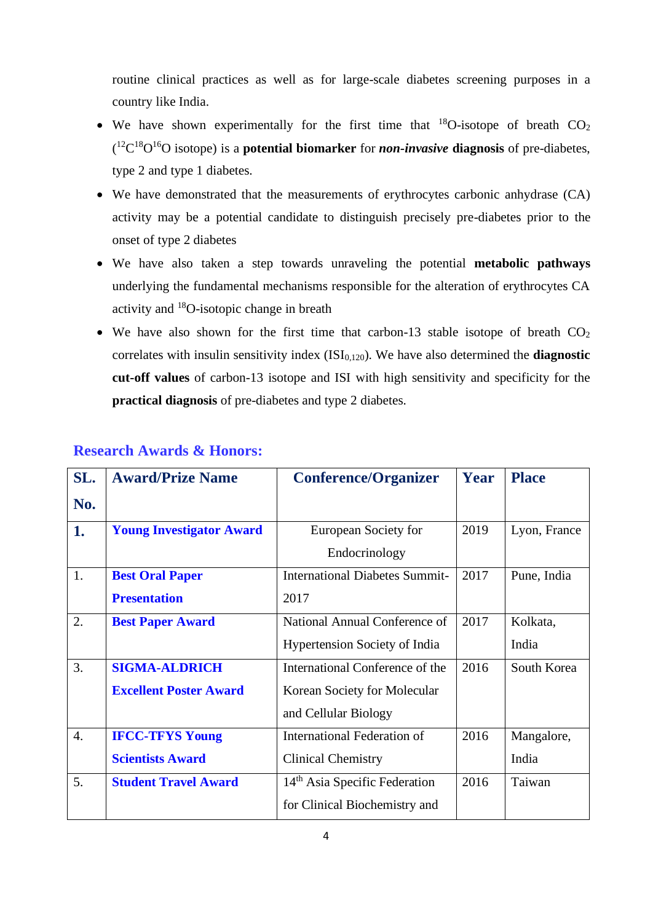routine clinical practices as well as for large-scale diabetes screening purposes in a country like India.

- We have shown experimentally for the first time that $^{18}O$-isotope of breath $CO_2$ ($^{12}C^{18}O^{16}O$ isotope) is a **potential biomarker** for ***non-invasive*** **diagnosis** of pre-diabetes, type 2 and type 1 diabetes.
- We have demonstrated that the measurements of erythrocytes carbonic anhydrase (CA) activity may be a potential candidate to distinguish precisely pre-diabetes prior to the onset of type 2 diabetes
- We have also taken a step towards unraveling the potential **metabolic pathways** underlying the fundamental mechanisms responsible for the alteration of erythrocytes CA activity and $^{18}O$-isotopic change in breath
- We have also shown for the first time that carbon-13 stable isotope of breath $CO_2$ correlates with insulin sensitivity index ($ISI_{0,120}$). We have also determined the **diagnostic cut-off values** of carbon-13 isotope and ISI with high sensitivity and specificity for the **practical diagnosis** of pre-diabetes and type 2 diabetes.

## Research Awards & Honors:

| SL. No. | Award/Prize Name | Conference/Organizer | Year | Place |
|---|---|---|---|---|
| **1.** | **Young Investigator Award** | European Society for Endocrinology | 2019 | Lyon, France |
| 1. | **Best Oral Paper Presentation** | International Diabetes Summit-2017 | 2017 | Pune, India |
| 2. | **Best Paper Award** | National Annual Conference of Hypertension Society of India | 2017 | Kolkata, India |
| 3. | **SIGMA-ALDRICH Excellent Poster Award** | International Conference of the Korean Society for Molecular and Cellular Biology | 2016 | South Korea |
| 4. | **IFCC-TFYS Young Scientists Award** | International Federation of Clinical Chemistry | 2016 | Mangalore, India |
| 5. | **Student Travel Award** | 14th Asia Specific Federation for Clinical Biochemistry and | 2016 | Taiwan |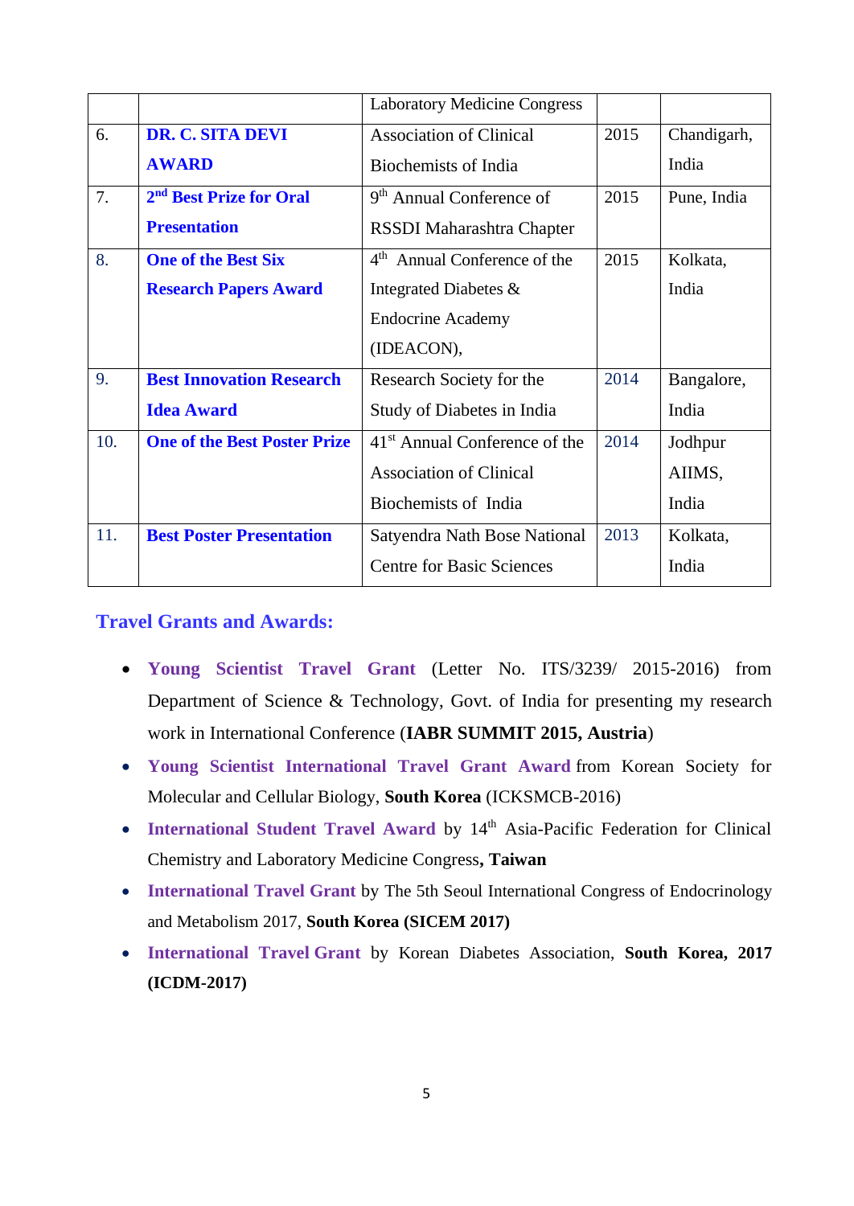| | | Laboratory Medicine Congress | | |
|---|---|---|---|---|
| 6. | **DR. C. SITA DEVI AWARD** | Association of Clinical Biochemists of India | 2015 | Chandigarh, India |
| 7. | **2nd Best Prize for Oral Presentation** | 9th Annual Conference of RSSDI Maharashtra Chapter | 2015 | Pune, India |
| 8. | **One of the Best Six Research Papers Award** | 4th Annual Conference of the Integrated Diabetes & Endocrine Academy (IDEACON), | 2015 | Kolkata, India |
| 9. | **Best Innovation Research Idea Award** | Research Society for the Study of Diabetes in India | 2014 | Bangalore, India |
| 10. | **One of the Best Poster Prize** | 41st Annual Conference of the Association of Clinical Biochemists of India | 2014 | Jodhpur AIIMS, India |
| 11. | **Best Poster Presentation** | Satyendra Nath Bose National Centre for Basic Sciences | 2013 | Kolkata, India |

## Travel Grants and Awards:

- **Young Scientist Travel Grant** (Letter No. ITS/3239/ 2015-2016) from Department of Science & Technology, Govt. of India for presenting my research work in International Conference (**IABR SUMMIT 2015, Austria**)
- **Young Scientist International Travel Grant Award** from Korean Society for Molecular and Cellular Biology, **South Korea** (ICKSMCB-2016)
- **International Student Travel Award** by 14th Asia-Pacific Federation for Clinical Chemistry and Laboratory Medicine Congress**, Taiwan**
- **International Travel Grant** by The 5th Seoul International Congress of Endocrinology and Metabolism 2017, **South Korea (SICEM 2017)**
- **International Travel Grant** by Korean Diabetes Association, **South Korea, 2017 (ICDM-2017)**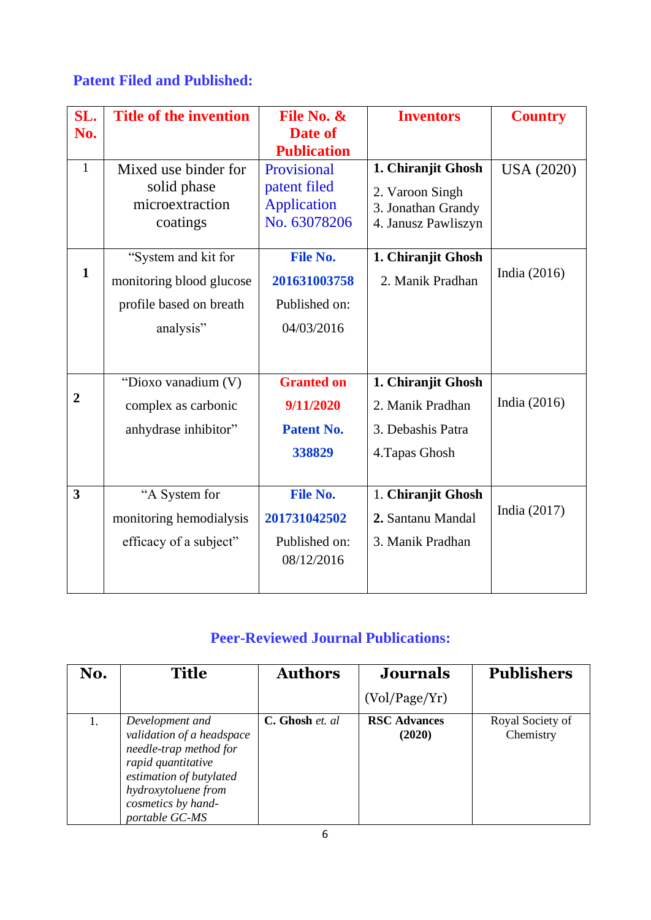## Patent Filed and Published:

| SL. No. | Title of the invention | File No. & Date of Publication | Inventors | Country |
|---|---|---|---|---|
| 1 | Mixed use binder for solid phase microextraction coatings | Provisional patent filed Application No. 63078206 | **1. Chiranjit Ghosh** 2. Varoon Singh 3. Jonathan Grandy 4. Janusz Pawliszyn | USA (2020) |
| **1** | "System and kit for monitoring blood glucose profile based on breath analysis" | **File No. 201631003758** Published on: 04/03/2016 | **1. Chiranjit Ghosh** 2. Manik Pradhan | India (2016) |
| **2** | "Dioxo vanadium (V) complex as carbonic anhydrase inhibitor" | **Granted on 9/11/2020** **Patent No. 338829** | **1. Chiranjit Ghosh** 2. Manik Pradhan 3. Debashis Patra 4.Tapas Ghosh | India (2016) |
| **3** | "A System for monitoring hemodialysis efficacy of a subject" | **File No. 201731042502** Published on: 08/12/2016 | 1. **Chiranjit Ghosh** **2.** Santanu Mandal 3. Manik Pradhan | India (2017) |

## Peer-Reviewed Journal Publications:

| No. | Title | Authors | Journals (Vol/Page/Yr) | Publishers |
|---|---|---|---|---|
| 1. | *Development and validation of a headspace needle-trap method for rapid quantitative estimation of butylated hydroxytoluene from cosmetics by hand-portable GC-MS* | **C. Ghosh** *et. al* | **RSC Advances (2020)** | Royal Society of Chemistry |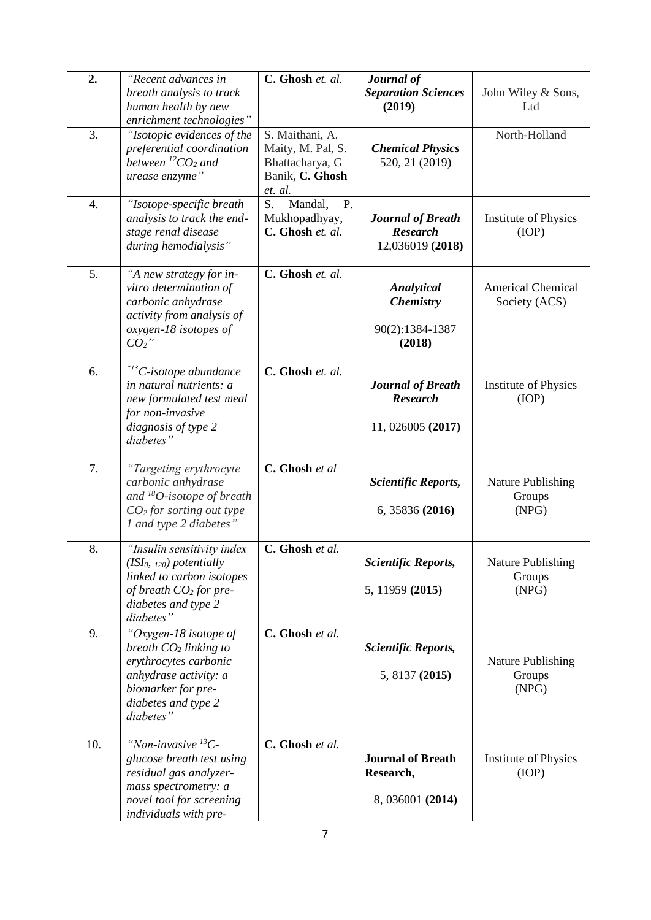| **2.** | *"Recent advances in breath analysis to track human health by new enrichment technologies"* | **C. Ghosh** *et. al.* | ***Journal of Separation Sciences* (2019)** | John Wiley & Sons, Ltd |
|---|---|---|---|---|
| 3. | *"Isotopic evidences of the preferential coordination between $^{12}CO_2$ and urease enzyme"* | S. Maithani, A. Maity, M. Pal, S. Bhattacharya, G Banik, **C. Ghosh** *et. al.* | ***Chemical Physics*** 520, 21 (2019) | North-Holland |
| 4. | *"Isotope-specific breath analysis to track the end-stage renal disease during hemodialysis"* | S. Mandal, P. Mukhopadhyay, **C. Ghosh** *et. al.* | ***Journal of Breath Research*** 12,036019 **(2018)** | Institute of Physics (IOP) |
| 5. | *"A new strategy for in-vitro determination of carbonic anhydrase activity from analysis of oxygen-18 isotopes of $CO_2$"* | **C. Ghosh** *et. al.* | ***Analytical Chemistry*** 90(2):1384-1387 **(2018)** | Americal Chemical Society (ACS) |
| 6. | *"$^{13}C$-isotope abundance in natural nutrients: a new formulated test meal for non-invasive diagnosis of type 2 diabetes"* | **C. Ghosh** *et. al.* | ***Journal of Breath Research*** 11, 026005 **(2017)** | Institute of Physics (IOP) |
| 7. | *"Targeting erythrocyte carbonic anhydrase and $^{18}O$-isotope of breath $CO_2$ for sorting out type 1 and type 2 diabetes"* | **C. Ghosh** *et al* | ***Scientific Reports,*** 6, 35836 **(2016)** | Nature Publishing Groups (NPG) |
| 8. | *"Insulin sensitivity index ($ISI_{0,\ 120}$) potentially linked to carbon isotopes of breath $CO_2$ for pre-diabetes and type 2 diabetes"* | **C. Ghosh** *et al.* | ***Scientific Reports,*** 5, 11959 **(2015)** | Nature Publishing Groups (NPG) |
| 9. | *"Oxygen-18 isotope of breath $CO_2$ linking to erythrocytes carbonic anhydrase activity: a biomarker for pre-diabetes and type 2 diabetes"* | **C. Ghosh** *et al.* | ***Scientific Reports,*** 5, 8137 **(2015)** | Nature Publishing Groups (NPG) |
| 10. | *"Non-invasive $^{13}C$-glucose breath test using residual gas analyzer-mass spectrometry: a novel tool for screening individuals with pre-* | **C. Ghosh** *et al.* | **Journal of Breath Research,** 8, 036001 **(2014)** | Institute of Physics (IOP) |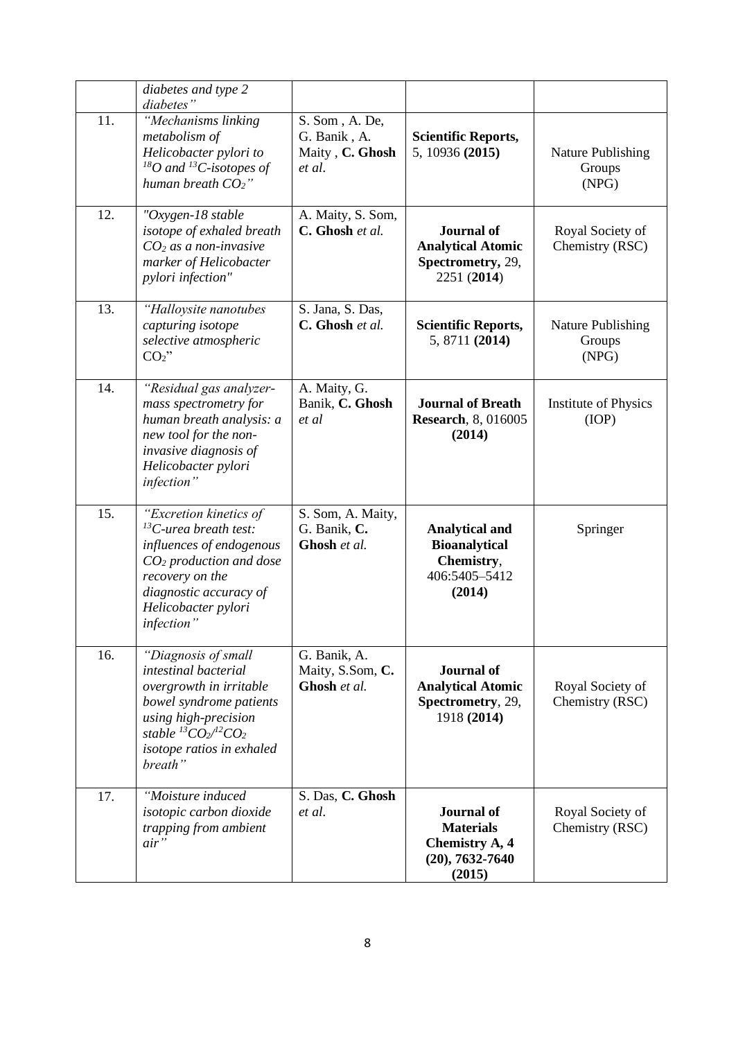|  |  |  |  |  |
|---|---|---|---|---|
|  | *diabetes and type 2 diabetes"* |  |  |  |
| 11. | *"Mechanisms linking metabolism of Helicobacter pylori to $^{18}O$ and $^{13}C$-isotopes of human breath $CO_2$"* | S. Som , A. De, G. Banik , A. Maity , **C. Ghosh** *et al.* | **Scientific Reports,** 5, 10936 **(2015)** | Nature Publishing Groups (NPG) |
| 12. | *"Oxygen-18 stable isotope of exhaled breath $CO_2$ as a non-invasive marker of Helicobacter pylori infection"* | A. Maity, S. Som, **C. Ghosh** *et al.* | **Journal of Analytical Atomic Spectrometry,** 29, 2251 (**2014**) | Royal Society of Chemistry (RSC) |
| 13. | *"Halloysite nanotubes capturing isotope selective atmospheric* $CO_2$" | S. Jana, S. Das, **C. Ghosh** *et al.* | **Scientific Reports,** 5, 8711 **(2014)** | Nature Publishing Groups (NPG) |
| 14. | *"Residual gas analyzer-mass spectrometry for human breath analysis: a new tool for the non-invasive diagnosis of Helicobacter pylori infection"* | A. Maity, G. Banik, **C. Ghosh** *et al* | **Journal of Breath Research**, 8, 016005 **(2014)** | Institute of Physics (IOP) |
| 15. | *"Excretion kinetics of $^{13}C$-urea breath test: influences of endogenous $CO_2$ production and dose recovery on the diagnostic accuracy of Helicobacter pylori infection"* | S. Som, A. Maity, G. Banik, **C. Ghosh** *et al.* | **Analytical and Bioanalytical Chemistry**, 406:5405–5412 **(2014)** | Springer |
| 16. | *"Diagnosis of small intestinal bacterial overgrowth in irritable bowel syndrome patients using high-precision stable $^{13}CO_2/^{12}CO_2$ isotope ratios in exhaled breath"* | G. Banik, A. Maity, S.Som, **C. Ghosh** *et al.* | **Journal of Analytical Atomic Spectrometry**, 29, 1918 **(2014)** | Royal Society of Chemistry (RSC) |
| 17. | *"Moisture induced isotopic carbon dioxide trapping from ambient air"* | S. Das, **C. Ghosh** *et al.* | **Journal of Materials Chemistry A, 4 (20), 7632-7640 (2015)** | Royal Society of Chemistry (RSC) |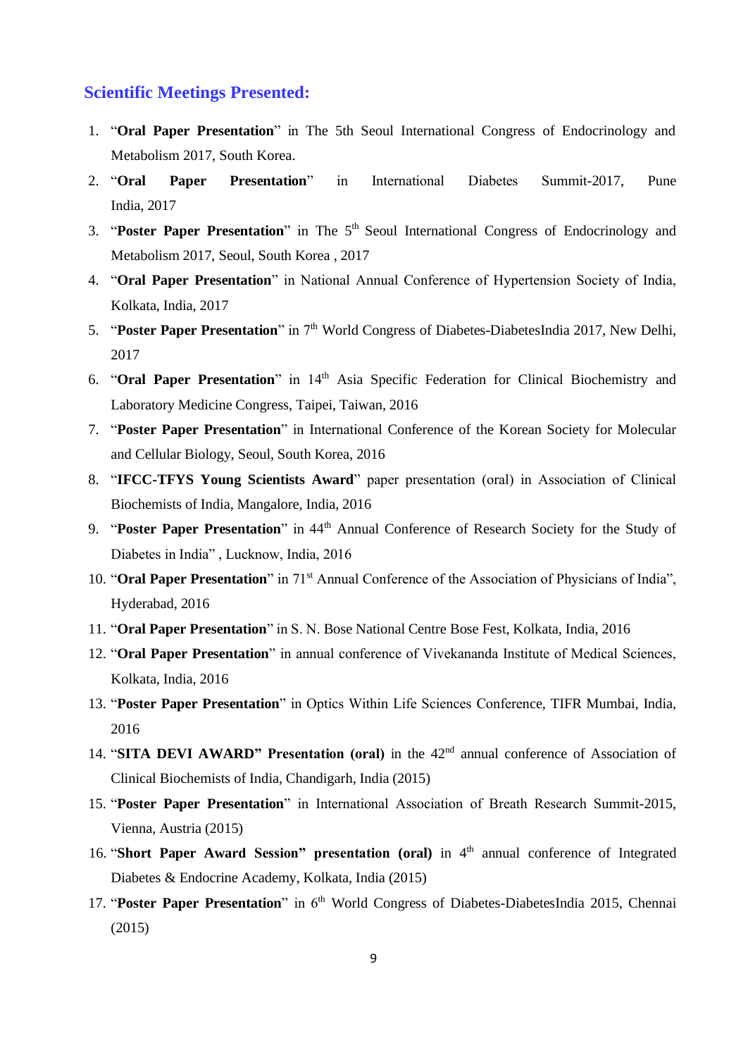## Scientific Meetings Presented:

1. "**Oral Paper Presentation**" in The 5th Seoul International Congress of Endocrinology and Metabolism 2017, South Korea.
2. "**Oral Paper Presentation**" in International Diabetes Summit-2017, Pune India, 2017
3. "**Poster Paper Presentation**" in The 5th Seoul International Congress of Endocrinology and Metabolism 2017, Seoul, South Korea , 2017
4. "**Oral Paper Presentation**" in National Annual Conference of Hypertension Society of India, Kolkata, India, 2017
5. "**Poster Paper Presentation**" in 7th World Congress of Diabetes-DiabetesIndia 2017, New Delhi, 2017
6. "**Oral Paper Presentation**" in 14th Asia Specific Federation for Clinical Biochemistry and Laboratory Medicine Congress, Taipei, Taiwan, 2016
7. "**Poster Paper Presentation**" in International Conference of the Korean Society for Molecular and Cellular Biology, Seoul, South Korea, 2016
8. "**IFCC-TFYS Young Scientists Award**" paper presentation (oral) in Association of Clinical Biochemists of India, Mangalore, India, 2016
9. "**Poster Paper Presentation**" in 44th Annual Conference of Research Society for the Study of Diabetes in India" , Lucknow, India, 2016
10. "**Oral Paper Presentation**" in 71st Annual Conference of the Association of Physicians of India", Hyderabad, 2016
11. "**Oral Paper Presentation**" in S. N. Bose National Centre Bose Fest, Kolkata, India, 2016
12. "**Oral Paper Presentation**" in annual conference of Vivekananda Institute of Medical Sciences, Kolkata, India, 2016
13. "**Poster Paper Presentation**" in Optics Within Life Sciences Conference, TIFR Mumbai, India, 2016
14. "**SITA DEVI AWARD" Presentation (oral)** in the 42nd annual conference of Association of Clinical Biochemists of India, Chandigarh, India (2015)
15. "**Poster Paper Presentation**" in International Association of Breath Research Summit-2015, Vienna, Austria (2015)
16. "**Short Paper Award Session" presentation (oral)** in 4th annual conference of Integrated Diabetes & Endocrine Academy, Kolkata, India (2015)
17. "**Poster Paper Presentation**" in 6th World Congress of Diabetes-DiabetesIndia 2015, Chennai (2015)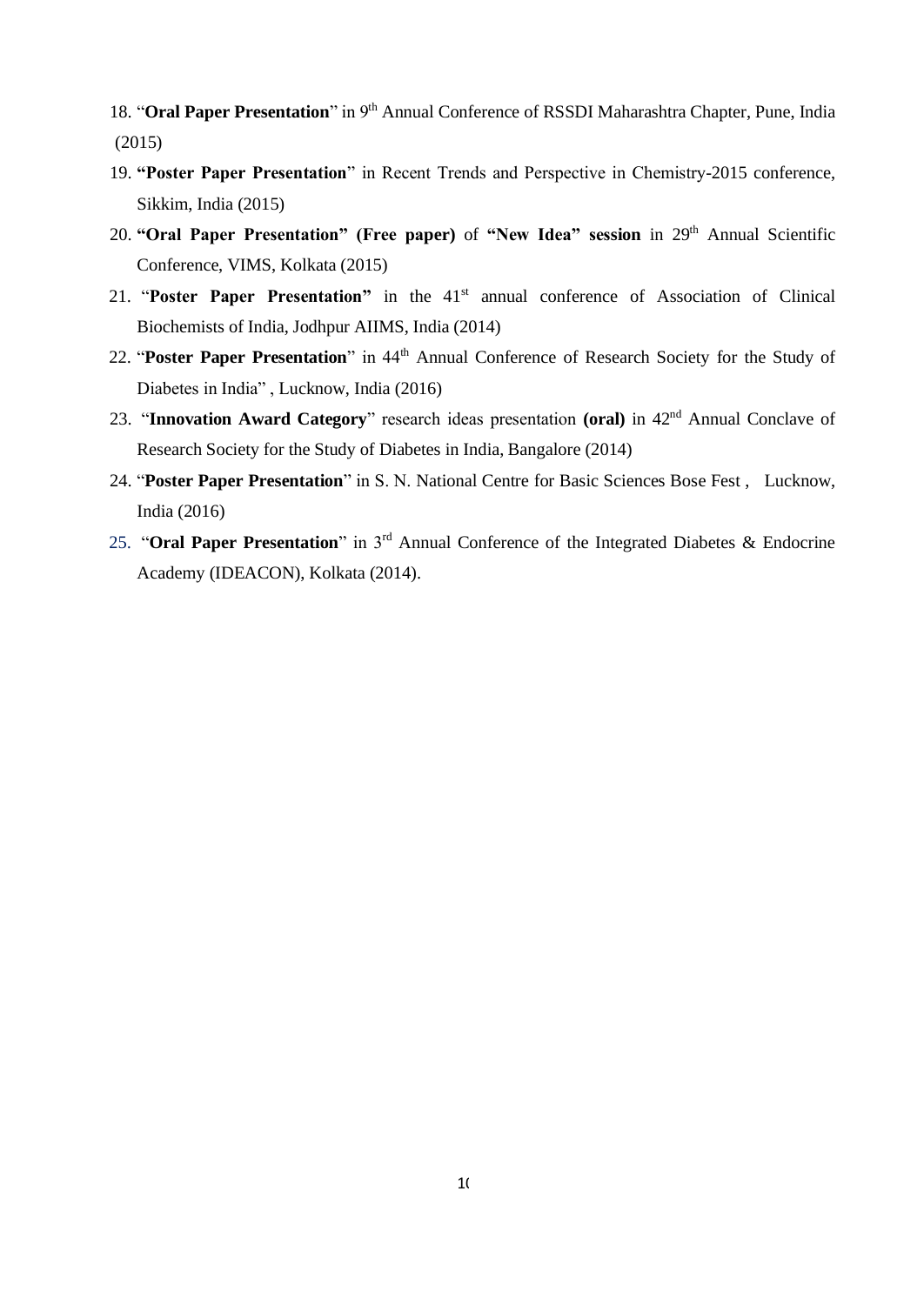18. "**Oral Paper Presentation**" in 9th Annual Conference of RSSDI Maharashtra Chapter, Pune, India (2015)
19. **"Poster Paper Presentation**" in Recent Trends and Perspective in Chemistry-2015 conference, Sikkim, India (2015)
20. **"Oral Paper Presentation" (Free paper)** of **"New Idea" session** in 29th Annual Scientific Conference, VIMS, Kolkata (2015)
21. "**Poster Paper Presentation"** in the 41st annual conference of Association of Clinical Biochemists of India, Jodhpur AIIMS, India (2014)
22. "**Poster Paper Presentation**" in 44th Annual Conference of Research Society for the Study of Diabetes in India" , Lucknow, India (2016)
23. "**Innovation Award Category**" research ideas presentation **(oral)** in 42nd Annual Conclave of Research Society for the Study of Diabetes in India, Bangalore (2014)
24. "**Poster Paper Presentation**" in S. N. National Centre for Basic Sciences Bose Fest , Lucknow, India (2016)
25. "**Oral Paper Presentation**" in 3rd Annual Conference of the Integrated Diabetes & Endocrine Academy (IDEACON), Kolkata (2014).